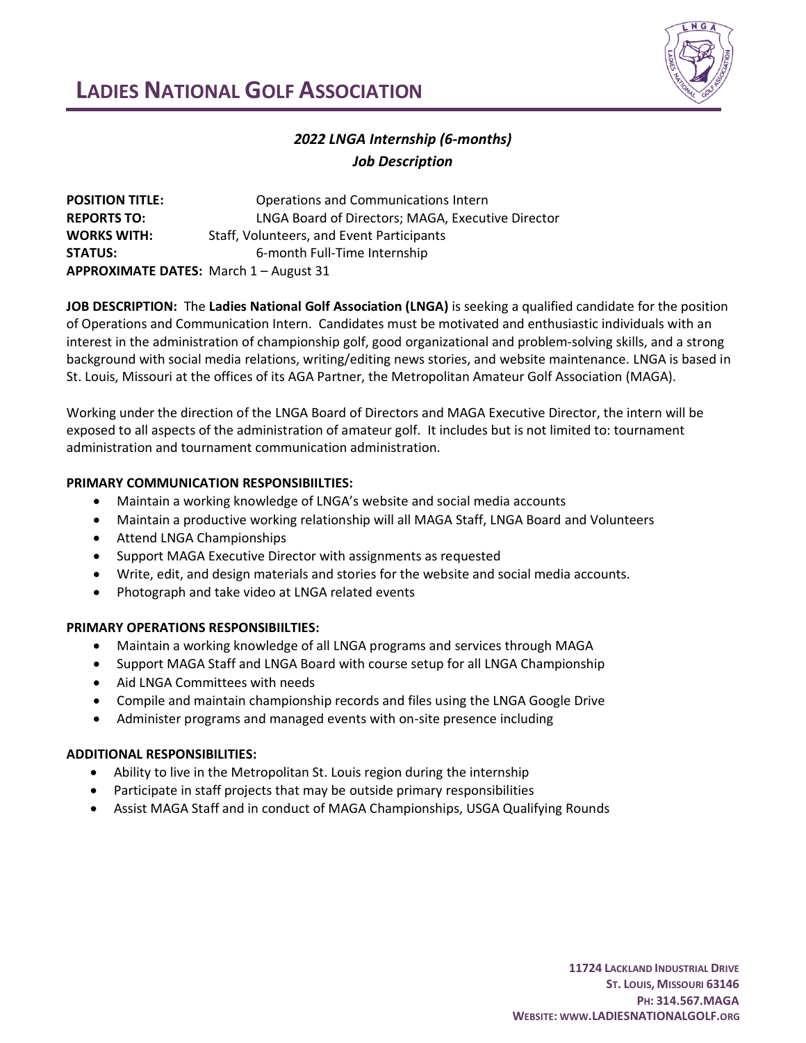# LADIES NATIONAL GOLF ASSOCIATION

## *2022 LNGA Internship (6-months)*
## *Job Description*

**POSITION TITLE:** Operations and Communications Intern
**REPORTS TO:** LNGA Board of Directors; MAGA, Executive Director
**WORKS WITH:** Staff, Volunteers, and Event Participants
**STATUS:** 6-month Full-Time Internship
**APPROXIMATE DATES:** March 1 – August 31

**JOB DESCRIPTION:** The **Ladies National Golf Association (LNGA)** is seeking a qualified candidate for the position of Operations and Communication Intern. Candidates must be motivated and enthusiastic individuals with an interest in the administration of championship golf, good organizational and problem-solving skills, and a strong background with social media relations, writing/editing news stories, and website maintenance. LNGA is based in St. Louis, Missouri at the offices of its AGA Partner, the Metropolitan Amateur Golf Association (MAGA).

Working under the direction of the LNGA Board of Directors and MAGA Executive Director, the intern will be exposed to all aspects of the administration of amateur golf. It includes but is not limited to: tournament administration and tournament communication administration.

**PRIMARY COMMUNICATION RESPONSIBIILTIES:**

- Maintain a working knowledge of LNGA's website and social media accounts
- Maintain a productive working relationship will all MAGA Staff, LNGA Board and Volunteers
- Attend LNGA Championships
- Support MAGA Executive Director with assignments as requested
- Write, edit, and design materials and stories for the website and social media accounts.
- Photograph and take video at LNGA related events

**PRIMARY OPERATIONS RESPONSIBIILTIES:**

- Maintain a working knowledge of all LNGA programs and services through MAGA
- Support MAGA Staff and LNGA Board with course setup for all LNGA Championship
- Aid LNGA Committees with needs
- Compile and maintain championship records and files using the LNGA Google Drive
- Administer programs and managed events with on-site presence including

**ADDITIONAL RESPONSIBILITIES:**

- Ability to live in the Metropolitan St. Louis region during the internship
- Participate in staff projects that may be outside primary responsibilities
- Assist MAGA Staff and in conduct of MAGA Championships, USGA Qualifying Rounds

**11724 LACKLAND INDUSTRIAL DRIVE**
**ST. LOUIS, MISSOURI 63146**
**PH: 314.567.MAGA**
**WEBSITE: WWW.LADIESNATIONALGOLF.ORG**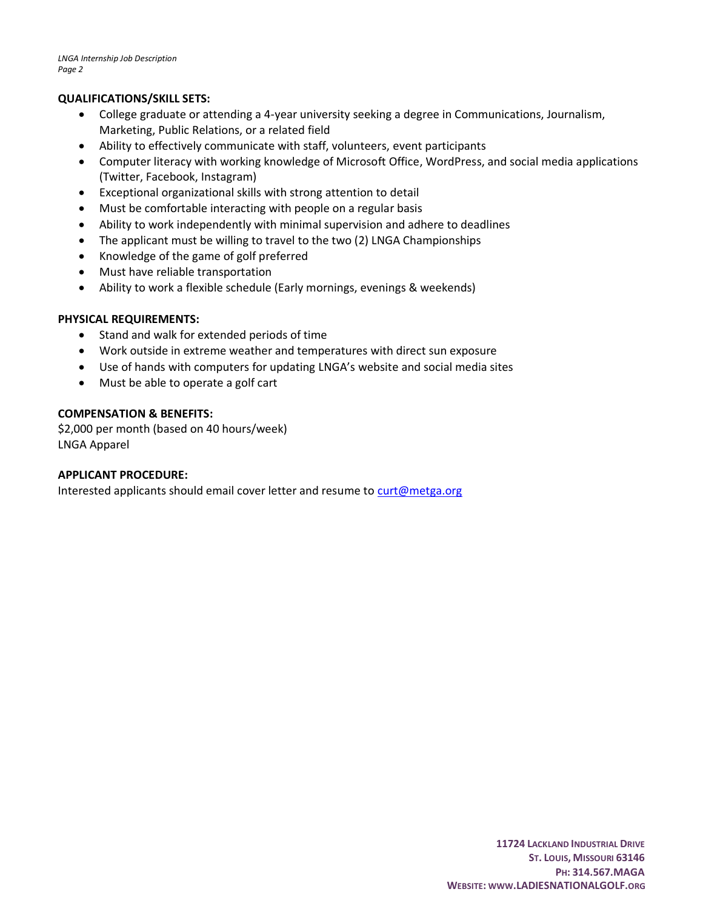**QUALIFICATIONS/SKILL SETS:**

- College graduate or attending a 4-year university seeking a degree in Communications, Journalism, Marketing, Public Relations, or a related field
- Ability to effectively communicate with staff, volunteers, event participants
- Computer literacy with working knowledge of Microsoft Office, WordPress, and social media applications (Twitter, Facebook, Instagram)
- Exceptional organizational skills with strong attention to detail
- Must be comfortable interacting with people on a regular basis
- Ability to work independently with minimal supervision and adhere to deadlines
- The applicant must be willing to travel to the two (2) LNGA Championships
- Knowledge of the game of golf preferred
- Must have reliable transportation
- Ability to work a flexible schedule (Early mornings, evenings & weekends)

**PHYSICAL REQUIREMENTS:**

- Stand and walk for extended periods of time
- Work outside in extreme weather and temperatures with direct sun exposure
- Use of hands with computers for updating LNGA's website and social media sites
- Must be able to operate a golf cart

**COMPENSATION & BENEFITS:**

$2,000 per month (based on 40 hours/week)
LNGA Apparel

**APPLICANT PROCEDURE:**

Interested applicants should email cover letter and resume to curt@metga.org

**11724 LACKLAND INDUSTRIAL DRIVE**
**ST. LOUIS, MISSOURI 63146**
**PH: 314.567.MAGA**
**WEBSITE: WWW.LADIESNATIONALGOLF.ORG**